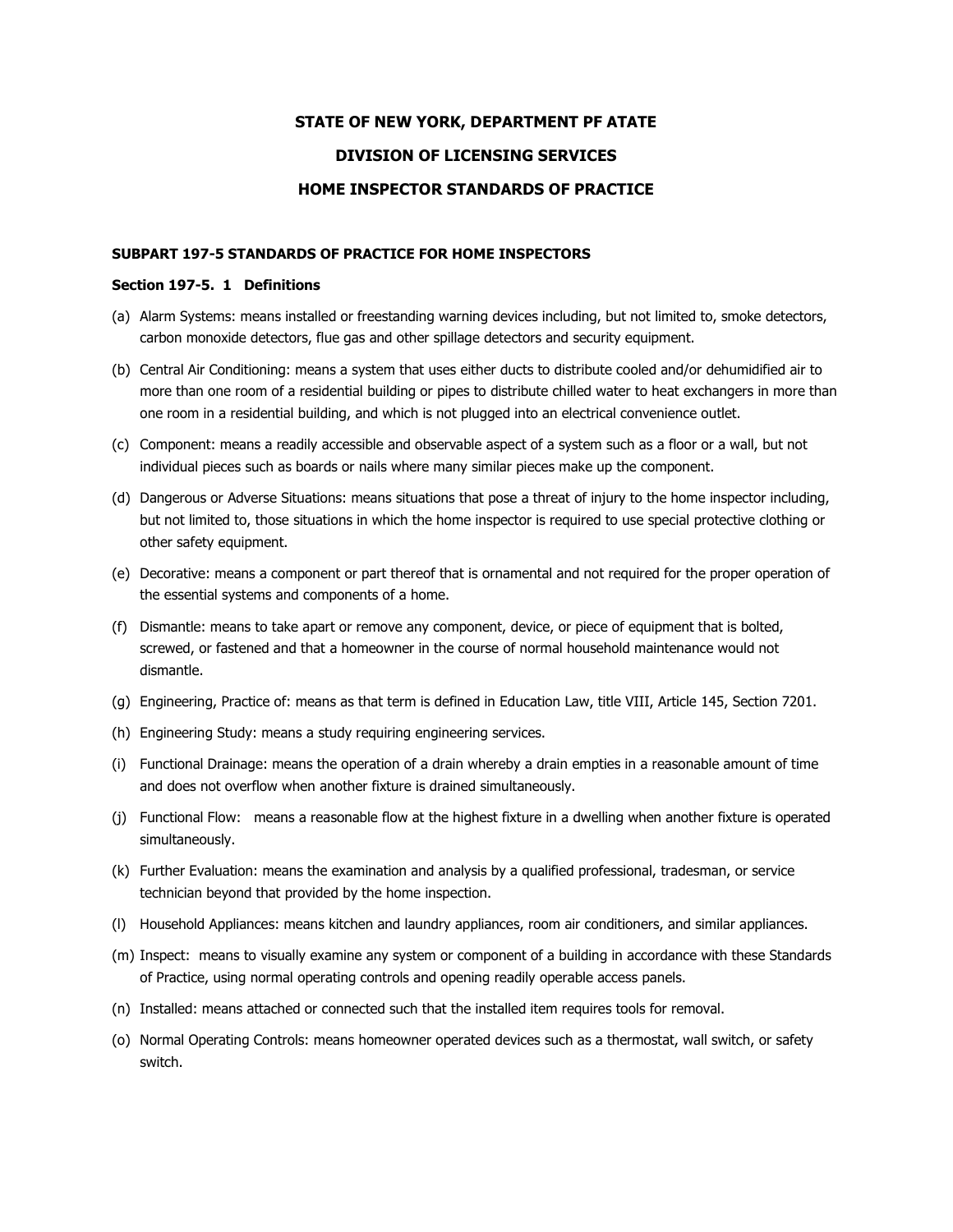# STATE OF NEW YORK, DEPARTMENT PF ATATE

# DIVISION OF LICENSING SERVICES

# HOME INSPECTOR STANDARDS OF PRACTICE

## SUBPART 197-5 STANDARDS OF PRACTICE FOR HOME INSPECTORS

### Section 197-5. 1 Definitions

(a) Alarm Systems: means installed or freestanding warning devices including, but not limited to, smoke detectors, carbon monoxide detectors, flue gas and other spillage detectors and security equipment.

(b) Central Air Conditioning: means a system that uses either ducts to distribute cooled and/or dehumidified air to more than one room of a residential building or pipes to distribute chilled water to heat exchangers in more than one room in a residential building, and which is not plugged into an electrical convenience outlet.

(c) Component: means a readily accessible and observable aspect of a system such as a floor or a wall, but not individual pieces such as boards or nails where many similar pieces make up the component.

(d) Dangerous or Adverse Situations: means situations that pose a threat of injury to the home inspector including, but not limited to, those situations in which the home inspector is required to use special protective clothing or other safety equipment.

(e) Decorative: means a component or part thereof that is ornamental and not required for the proper operation of the essential systems and components of a home.

(f) Dismantle: means to take apart or remove any component, device, or piece of equipment that is bolted, screwed, or fastened and that a homeowner in the course of normal household maintenance would not dismantle.

(g) Engineering, Practice of: means as that term is defined in Education Law, title VIII, Article 145, Section 7201.

(h) Engineering Study: means a study requiring engineering services.

(i) Functional Drainage: means the operation of a drain whereby a drain empties in a reasonable amount of time and does not overflow when another fixture is drained simultaneously.

(j) Functional Flow: means a reasonable flow at the highest fixture in a dwelling when another fixture is operated simultaneously.

(k) Further Evaluation: means the examination and analysis by a qualified professional, tradesman, or service technician beyond that provided by the home inspection.

(l) Household Appliances: means kitchen and laundry appliances, room air conditioners, and similar appliances.

(m) Inspect: means to visually examine any system or component of a building in accordance with these Standards of Practice, using normal operating controls and opening readily operable access panels.

(n) Installed: means attached or connected such that the installed item requires tools for removal.

(o) Normal Operating Controls: means homeowner operated devices such as a thermostat, wall switch, or safety switch.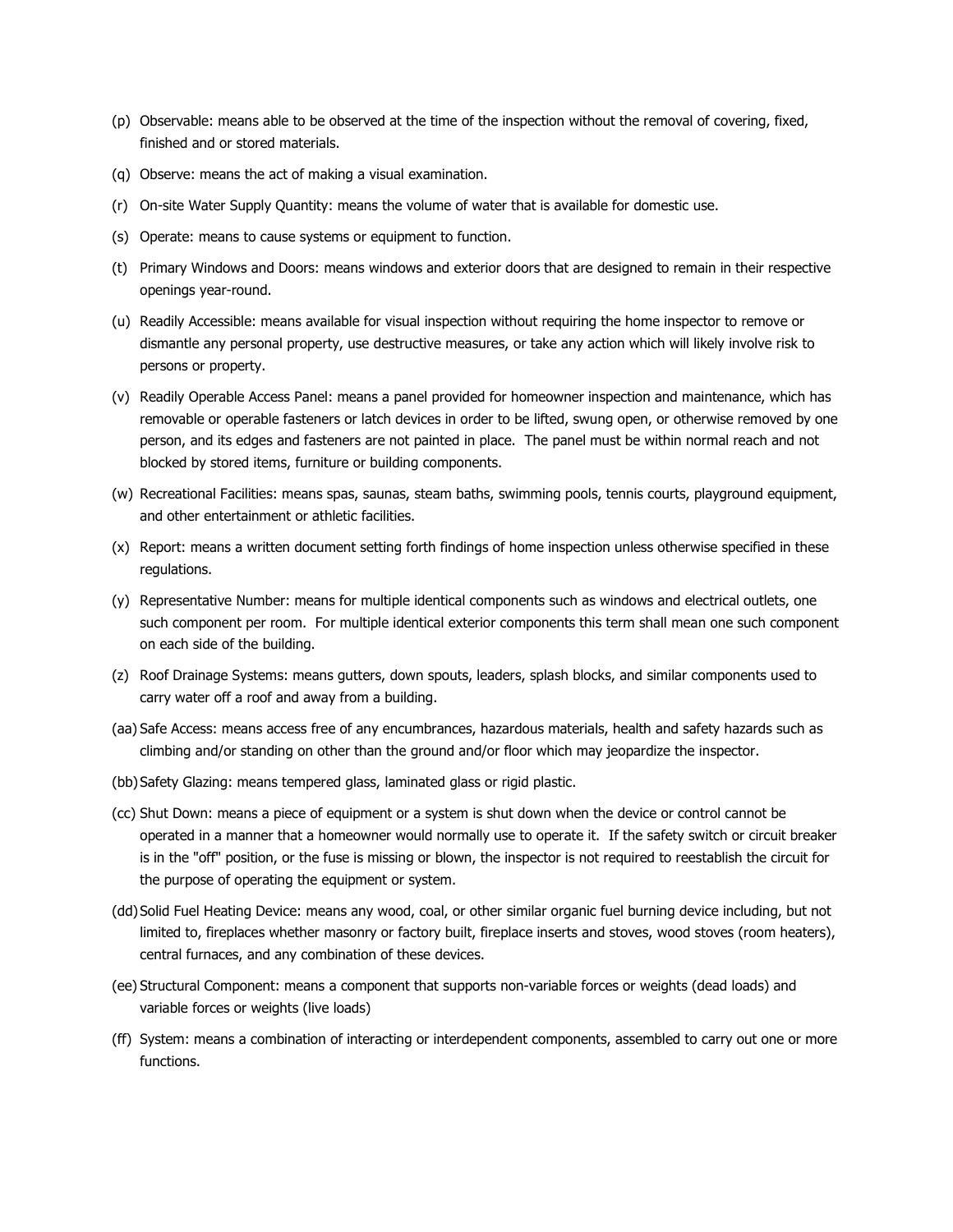(p) Observable: means able to be observed at the time of the inspection without the removal of covering, fixed, finished and or stored materials.

(q) Observe: means the act of making a visual examination.

(r) On-site Water Supply Quantity: means the volume of water that is available for domestic use.

(s) Operate: means to cause systems or equipment to function.

(t) Primary Windows and Doors: means windows and exterior doors that are designed to remain in their respective openings year-round.

(u) Readily Accessible: means available for visual inspection without requiring the home inspector to remove or dismantle any personal property, use destructive measures, or take any action which will likely involve risk to persons or property.

(v) Readily Operable Access Panel: means a panel provided for homeowner inspection and maintenance, which has removable or operable fasteners or latch devices in order to be lifted, swung open, or otherwise removed by one person, and its edges and fasteners are not painted in place. The panel must be within normal reach and not blocked by stored items, furniture or building components.

(w) Recreational Facilities: means spas, saunas, steam baths, swimming pools, tennis courts, playground equipment, and other entertainment or athletic facilities.

(x) Report: means a written document setting forth findings of home inspection unless otherwise specified in these regulations.

(y) Representative Number: means for multiple identical components such as windows and electrical outlets, one such component per room. For multiple identical exterior components this term shall mean one such component on each side of the building.

(z) Roof Drainage Systems: means gutters, down spouts, leaders, splash blocks, and similar components used to carry water off a roof and away from a building.

(aa) Safe Access: means access free of any encumbrances, hazardous materials, health and safety hazards such as climbing and/or standing on other than the ground and/or floor which may jeopardize the inspector.

(bb) Safety Glazing: means tempered glass, laminated glass or rigid plastic.

(cc) Shut Down: means a piece of equipment or a system is shut down when the device or control cannot be operated in a manner that a homeowner would normally use to operate it. If the safety switch or circuit breaker is in the "off" position, or the fuse is missing or blown, the inspector is not required to reestablish the circuit for the purpose of operating the equipment or system.

(dd) Solid Fuel Heating Device: means any wood, coal, or other similar organic fuel burning device including, but not limited to, fireplaces whether masonry or factory built, fireplace inserts and stoves, wood stoves (room heaters), central furnaces, and any combination of these devices.

(ee) Structural Component: means a component that supports non-variable forces or weights (dead loads) and variable forces or weights (live loads)

(ff) System: means a combination of interacting or interdependent components, assembled to carry out one or more functions.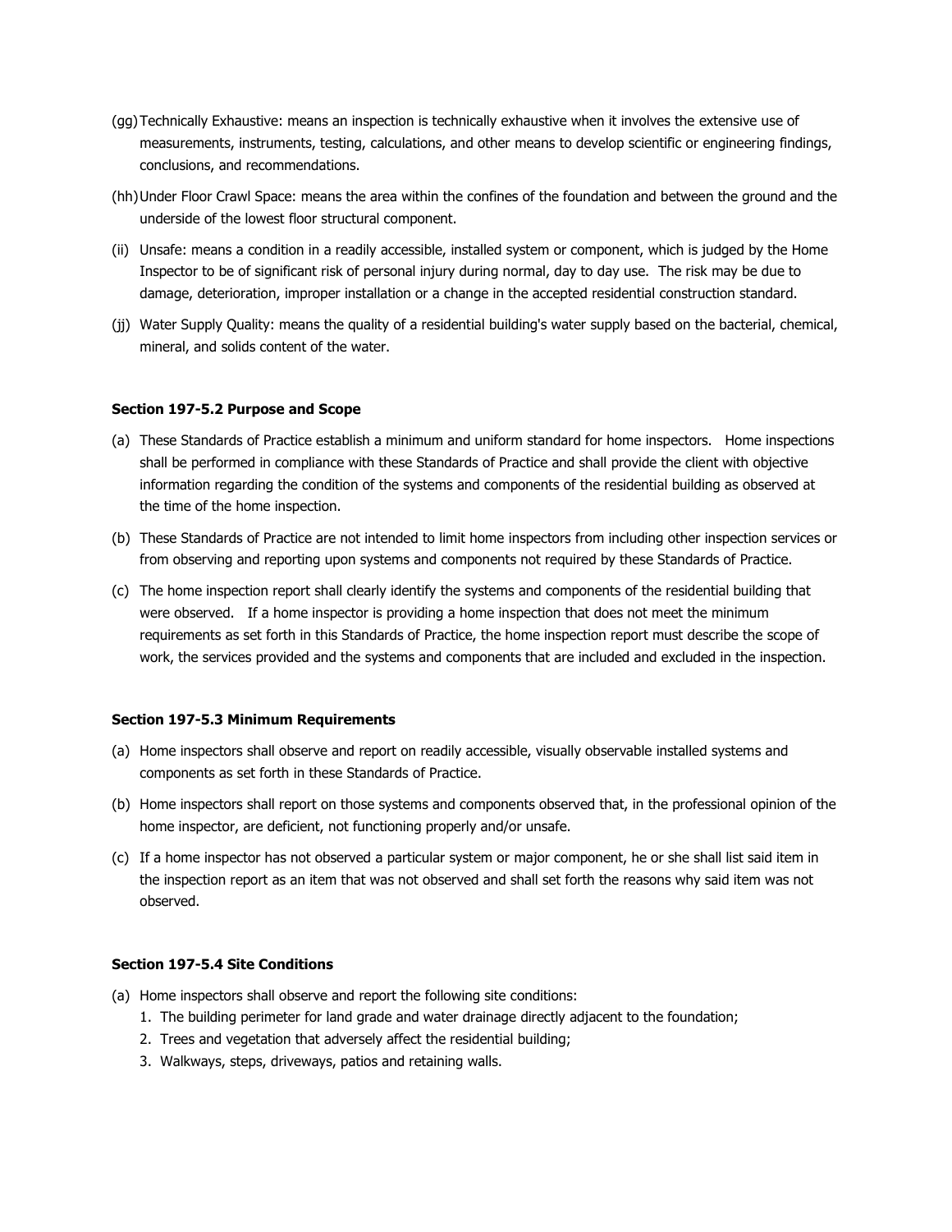(gg) Technically Exhaustive: means an inspection is technically exhaustive when it involves the extensive use of measurements, instruments, testing, calculations, and other means to develop scientific or engineering findings, conclusions, and recommendations.

(hh) Under Floor Crawl Space: means the area within the confines of the foundation and between the ground and the underside of the lowest floor structural component.

(ii) Unsafe: means a condition in a readily accessible, installed system or component, which is judged by the Home Inspector to be of significant risk of personal injury during normal, day to day use. The risk may be due to damage, deterioration, improper installation or a change in the accepted residential construction standard.

(jj) Water Supply Quality: means the quality of a residential building's water supply based on the bacterial, chemical, mineral, and solids content of the water.

**Section 197-5.2 Purpose and Scope**

(a) These Standards of Practice establish a minimum and uniform standard for home inspectors. Home inspections shall be performed in compliance with these Standards of Practice and shall provide the client with objective information regarding the condition of the systems and components of the residential building as observed at the time of the home inspection.

(b) These Standards of Practice are not intended to limit home inspectors from including other inspection services or from observing and reporting upon systems and components not required by these Standards of Practice.

(c) The home inspection report shall clearly identify the systems and components of the residential building that were observed. If a home inspector is providing a home inspection that does not meet the minimum requirements as set forth in this Standards of Practice, the home inspection report must describe the scope of work, the services provided and the systems and components that are included and excluded in the inspection.

**Section 197-5.3 Minimum Requirements**

(a) Home inspectors shall observe and report on readily accessible, visually observable installed systems and components as set forth in these Standards of Practice.

(b) Home inspectors shall report on those systems and components observed that, in the professional opinion of the home inspector, are deficient, not functioning properly and/or unsafe.

(c) If a home inspector has not observed a particular system or major component, he or she shall list said item in the inspection report as an item that was not observed and shall set forth the reasons why said item was not observed.

**Section 197-5.4 Site Conditions**

(a) Home inspectors shall observe and report the following site conditions:
   1. The building perimeter for land grade and water drainage directly adjacent to the foundation;
   2. Trees and vegetation that adversely affect the residential building;
   3. Walkways, steps, driveways, patios and retaining walls.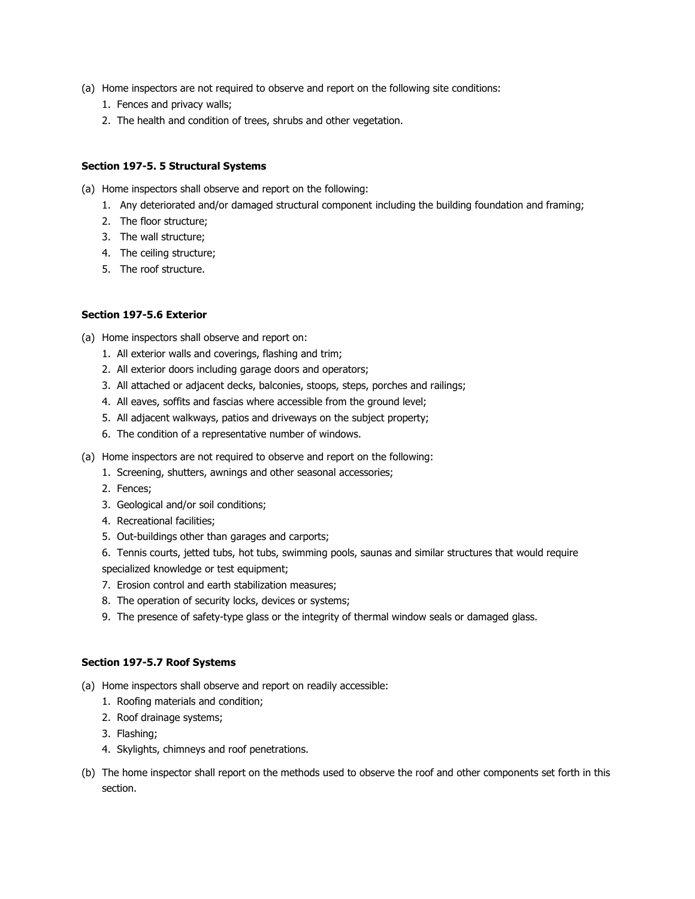(a) Home inspectors are not required to observe and report on the following site conditions:
   1. Fences and privacy walls;
   2. The health and condition of trees, shrubs and other vegetation.

**Section 197-5. 5 Structural Systems**

(a) Home inspectors shall observe and report on the following:
   1. Any deteriorated and/or damaged structural component including the building foundation and framing;
   2. The floor structure;
   3. The wall structure;
   4. The ceiling structure;
   5. The roof structure.

**Section 197-5.6 Exterior**

(a) Home inspectors shall observe and report on:
   1. All exterior walls and coverings, flashing and trim;
   2. All exterior doors including garage doors and operators;
   3. All attached or adjacent decks, balconies, stoops, steps, porches and railings;
   4. All eaves, soffits and fascias where accessible from the ground level;
   5. All adjacent walkways, patios and driveways on the subject property;
   6. The condition of a representative number of windows.

(a) Home inspectors are not required to observe and report on the following:
   1. Screening, shutters, awnings and other seasonal accessories;
   2. Fences;
   3. Geological and/or soil conditions;
   4. Recreational facilities;
   5. Out-buildings other than garages and carports;
   6. Tennis courts, jetted tubs, hot tubs, swimming pools, saunas and similar structures that would require specialized knowledge or test equipment;
   7. Erosion control and earth stabilization measures;
   8. The operation of security locks, devices or systems;
   9. The presence of safety-type glass or the integrity of thermal window seals or damaged glass.

**Section 197-5.7 Roof Systems**

(a) Home inspectors shall observe and report on readily accessible:
   1. Roofing materials and condition;
   2. Roof drainage systems;
   3. Flashing;
   4. Skylights, chimneys and roof penetrations.

(b) The home inspector shall report on the methods used to observe the roof and other components set forth in this section.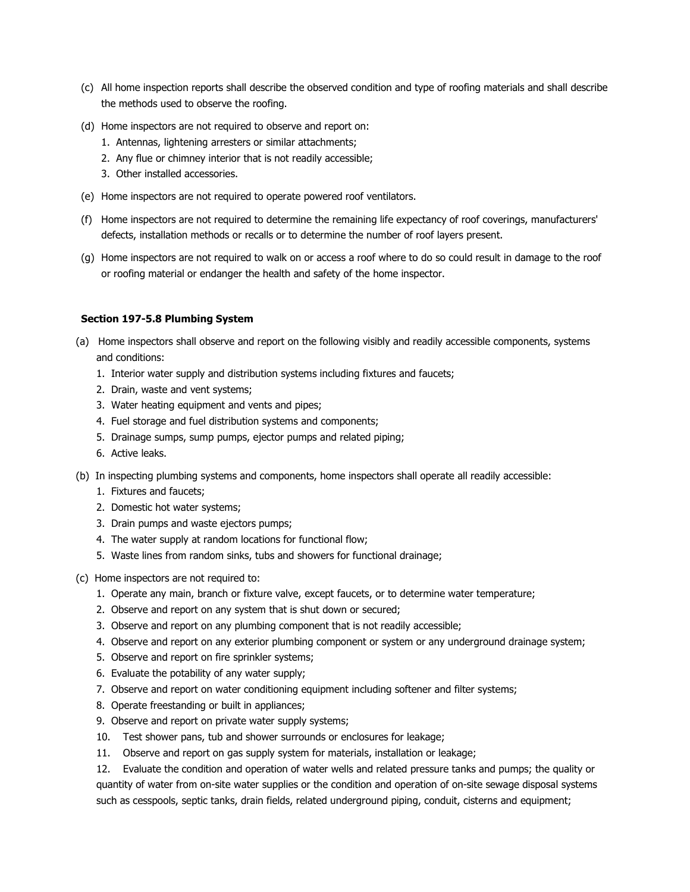(c) All home inspection reports shall describe the observed condition and type of roofing materials and shall describe the methods used to observe the roofing.

(d) Home inspectors are not required to observe and report on:

1. Antennas, lightening arresters or similar attachments;
2. Any flue or chimney interior that is not readily accessible;
3. Other installed accessories.

(e) Home inspectors are not required to operate powered roof ventilators.

(f) Home inspectors are not required to determine the remaining life expectancy of roof coverings, manufacturers' defects, installation methods or recalls or to determine the number of roof layers present.

(g) Home inspectors are not required to walk on or access a roof where to do so could result in damage to the roof or roofing material or endanger the health and safety of the home inspector.

**Section 197-5.8 Plumbing System**

(a) Home inspectors shall observe and report on the following visibly and readily accessible components, systems and conditions:

1. Interior water supply and distribution systems including fixtures and faucets;
2. Drain, waste and vent systems;
3. Water heating equipment and vents and pipes;
4. Fuel storage and fuel distribution systems and components;
5. Drainage sumps, sump pumps, ejector pumps and related piping;
6. Active leaks.

(b) In inspecting plumbing systems and components, home inspectors shall operate all readily accessible:

1. Fixtures and faucets;
2. Domestic hot water systems;
3. Drain pumps and waste ejectors pumps;
4. The water supply at random locations for functional flow;
5. Waste lines from random sinks, tubs and showers for functional drainage;

(c) Home inspectors are not required to:

1. Operate any main, branch or fixture valve, except faucets, or to determine water temperature;
2. Observe and report on any system that is shut down or secured;
3. Observe and report on any plumbing component that is not readily accessible;
4. Observe and report on any exterior plumbing component or system or any underground drainage system;
5. Observe and report on fire sprinkler systems;
6. Evaluate the potability of any water supply;
7. Observe and report on water conditioning equipment including softener and filter systems;
8. Operate freestanding or built in appliances;
9. Observe and report on private water supply systems;
10. Test shower pans, tub and shower surrounds or enclosures for leakage;
11. Observe and report on gas supply system for materials, installation or leakage;
12. Evaluate the condition and operation of water wells and related pressure tanks and pumps; the quality or quantity of water from on-site water supplies or the condition and operation of on-site sewage disposal systems such as cesspools, septic tanks, drain fields, related underground piping, conduit, cisterns and equipment;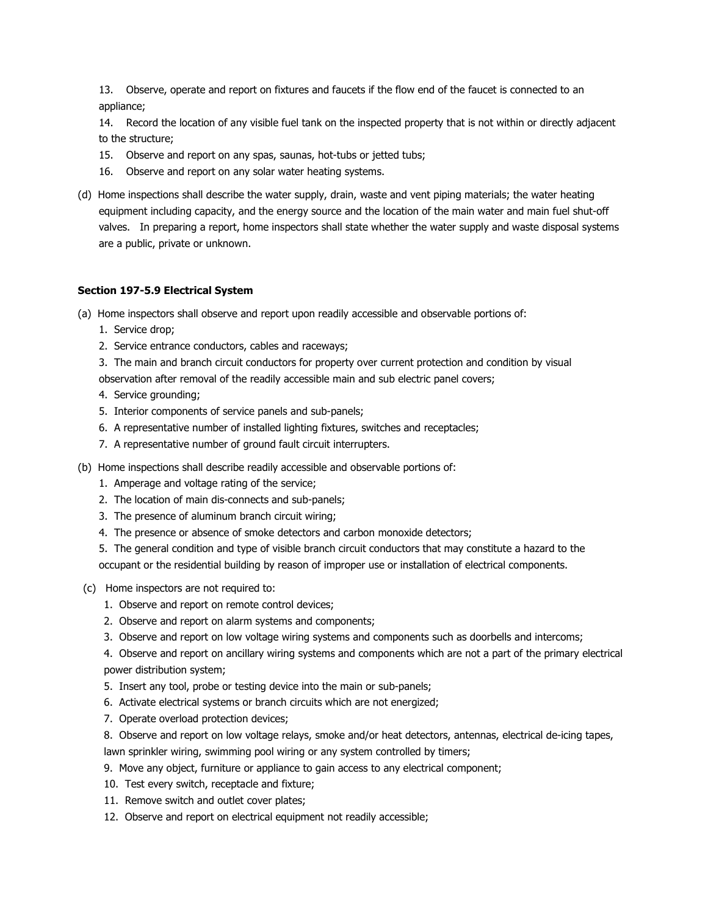13. Observe, operate and report on fixtures and faucets if the flow end of the faucet is connected to an appliance;

14. Record the location of any visible fuel tank on the inspected property that is not within or directly adjacent to the structure;

15. Observe and report on any spas, saunas, hot-tubs or jetted tubs;

16. Observe and report on any solar water heating systems.

(d) Home inspections shall describe the water supply, drain, waste and vent piping materials; the water heating equipment including capacity, and the energy source and the location of the main water and main fuel shut-off valves. In preparing a report, home inspectors shall state whether the water supply and waste disposal systems are a public, private or unknown.

**Section 197-5.9 Electrical System**

(a) Home inspectors shall observe and report upon readily accessible and observable portions of:

1. Service drop;
2. Service entrance conductors, cables and raceways;
3. The main and branch circuit conductors for property over current protection and condition by visual observation after removal of the readily accessible main and sub electric panel covers;
4. Service grounding;
5. Interior components of service panels and sub-panels;
6. A representative number of installed lighting fixtures, switches and receptacles;
7. A representative number of ground fault circuit interrupters.

(b) Home inspections shall describe readily accessible and observable portions of:

1. Amperage and voltage rating of the service;
2. The location of main dis-connects and sub-panels;
3. The presence of aluminum branch circuit wiring;
4. The presence or absence of smoke detectors and carbon monoxide detectors;
5. The general condition and type of visible branch circuit conductors that may constitute a hazard to the occupant or the residential building by reason of improper use or installation of electrical components.

(c) Home inspectors are not required to:

1. Observe and report on remote control devices;
2. Observe and report on alarm systems and components;
3. Observe and report on low voltage wiring systems and components such as doorbells and intercoms;
4. Observe and report on ancillary wiring systems and components which are not a part of the primary electrical power distribution system;
5. Insert any tool, probe or testing device into the main or sub-panels;
6. Activate electrical systems or branch circuits which are not energized;
7. Operate overload protection devices;
8. Observe and report on low voltage relays, smoke and/or heat detectors, antennas, electrical de-icing tapes, lawn sprinkler wiring, swimming pool wiring or any system controlled by timers;
9. Move any object, furniture or appliance to gain access to any electrical component;
10. Test every switch, receptacle and fixture;
11. Remove switch and outlet cover plates;
12. Observe and report on electrical equipment not readily accessible;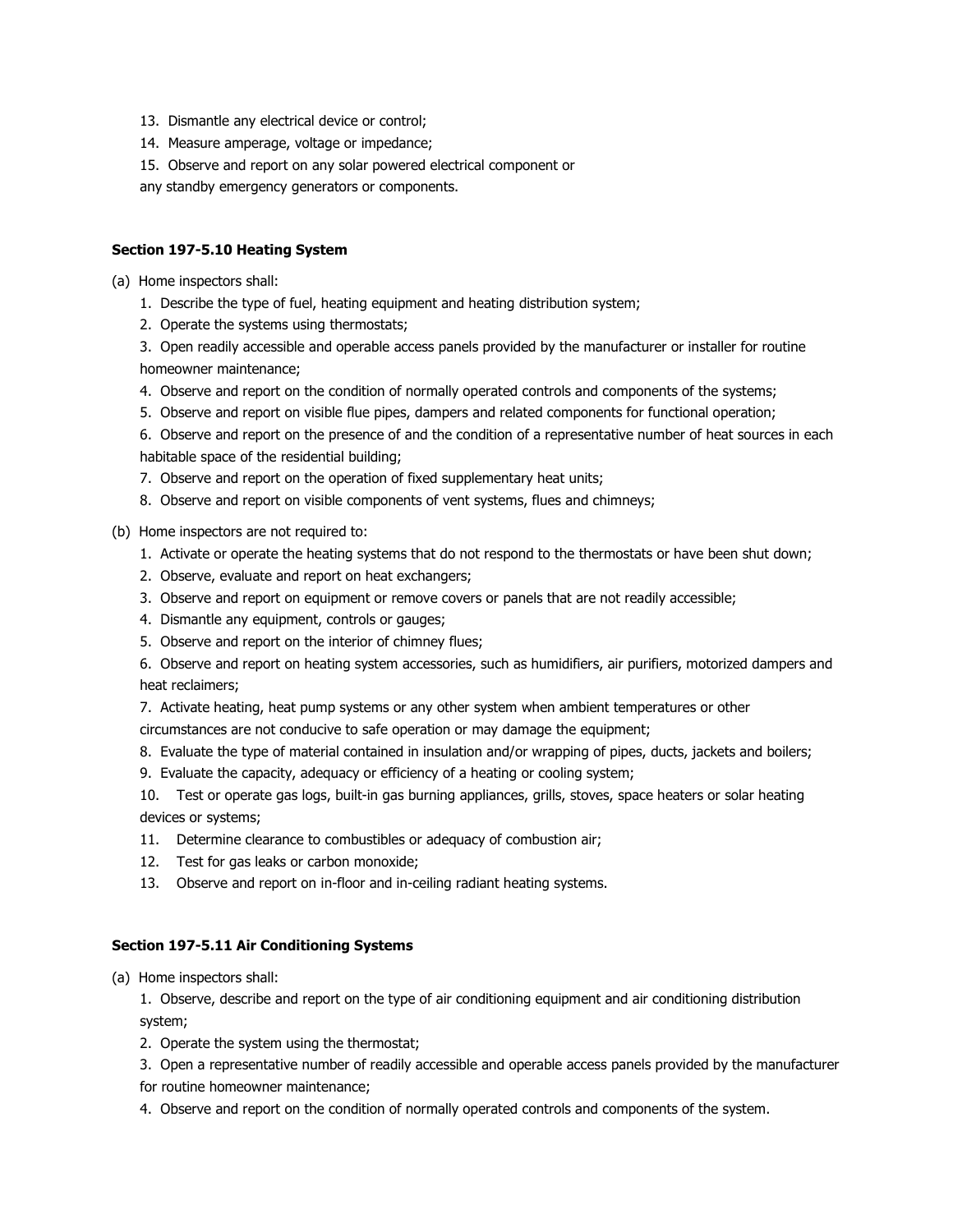13. Dismantle any electrical device or control;
14. Measure amperage, voltage or impedance;
15. Observe and report on any solar powered electrical component or any standby emergency generators or components.

**Section 197-5.10 Heating System**

(a) Home inspectors shall:

1. Describe the type of fuel, heating equipment and heating distribution system;
2. Operate the systems using thermostats;
3. Open readily accessible and operable access panels provided by the manufacturer or installer for routine homeowner maintenance;
4. Observe and report on the condition of normally operated controls and components of the systems;
5. Observe and report on visible flue pipes, dampers and related components for functional operation;
6. Observe and report on the presence of and the condition of a representative number of heat sources in each habitable space of the residential building;
7. Observe and report on the operation of fixed supplementary heat units;
8. Observe and report on visible components of vent systems, flues and chimneys;

(b) Home inspectors are not required to:

1. Activate or operate the heating systems that do not respond to the thermostats or have been shut down;
2. Observe, evaluate and report on heat exchangers;
3. Observe and report on equipment or remove covers or panels that are not readily accessible;
4. Dismantle any equipment, controls or gauges;
5. Observe and report on the interior of chimney flues;
6. Observe and report on heating system accessories, such as humidifiers, air purifiers, motorized dampers and heat reclaimers;
7. Activate heating, heat pump systems or any other system when ambient temperatures or other circumstances are not conducive to safe operation or may damage the equipment;
8. Evaluate the type of material contained in insulation and/or wrapping of pipes, ducts, jackets and boilers;
9. Evaluate the capacity, adequacy or efficiency of a heating or cooling system;
10. Test or operate gas logs, built-in gas burning appliances, grills, stoves, space heaters or solar heating devices or systems;
11. Determine clearance to combustibles or adequacy of combustion air;
12. Test for gas leaks or carbon monoxide;
13. Observe and report on in-floor and in-ceiling radiant heating systems.

**Section 197-5.11 Air Conditioning Systems**

(a) Home inspectors shall:

1. Observe, describe and report on the type of air conditioning equipment and air conditioning distribution system;
2. Operate the system using the thermostat;
3. Open a representative number of readily accessible and operable access panels provided by the manufacturer for routine homeowner maintenance;
4. Observe and report on the condition of normally operated controls and components of the system.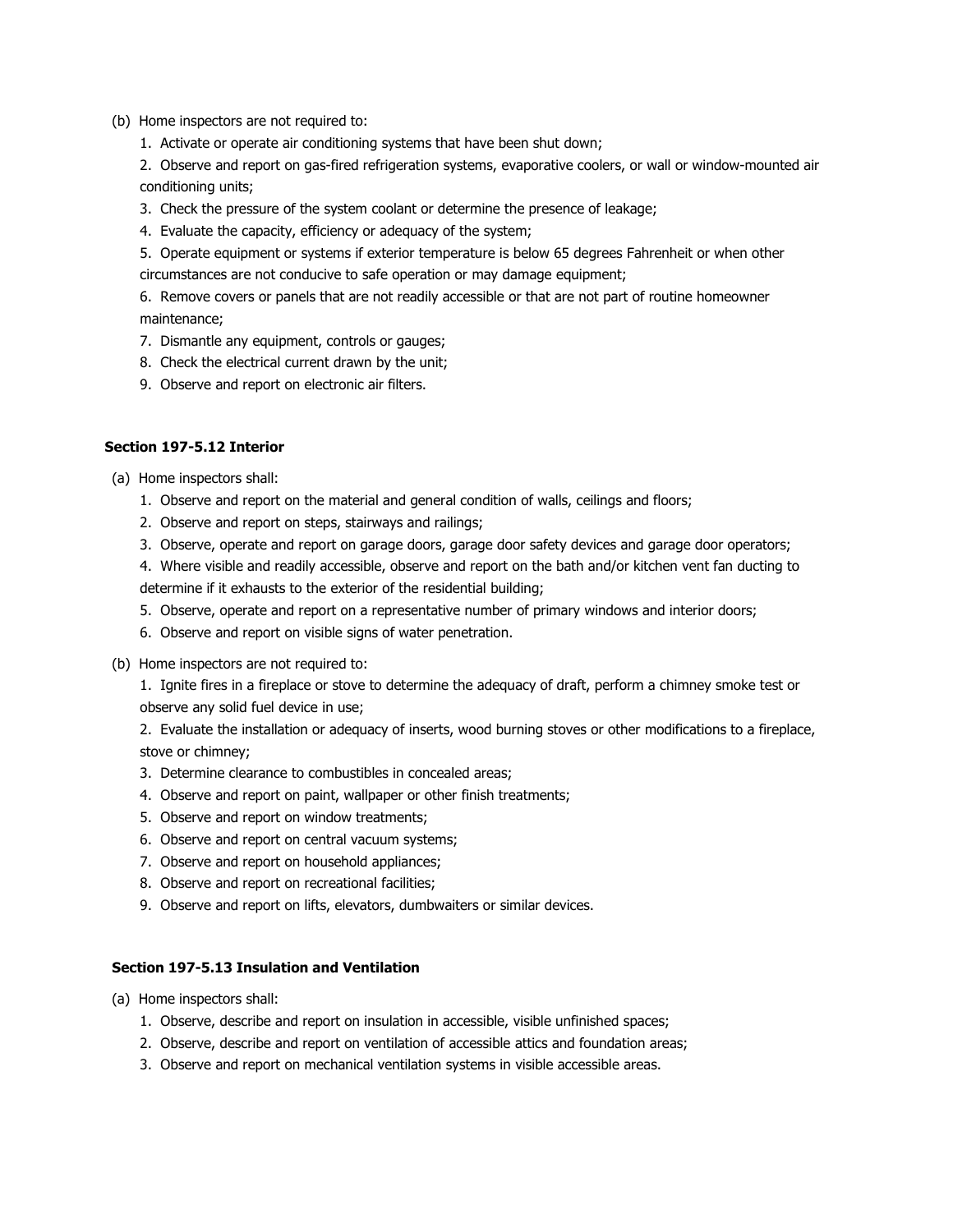(b) Home inspectors are not required to:

1. Activate or operate air conditioning systems that have been shut down;
2. Observe and report on gas-fired refrigeration systems, evaporative coolers, or wall or window-mounted air conditioning units;
3. Check the pressure of the system coolant or determine the presence of leakage;
4. Evaluate the capacity, efficiency or adequacy of the system;
5. Operate equipment or systems if exterior temperature is below 65 degrees Fahrenheit or when other circumstances are not conducive to safe operation or may damage equipment;
6. Remove covers or panels that are not readily accessible or that are not part of routine homeowner maintenance;
7. Dismantle any equipment, controls or gauges;
8. Check the electrical current drawn by the unit;
9. Observe and report on electronic air filters.

**Section 197-5.12 Interior**

(a) Home inspectors shall:

1. Observe and report on the material and general condition of walls, ceilings and floors;
2. Observe and report on steps, stairways and railings;
3. Observe, operate and report on garage doors, garage door safety devices and garage door operators;
4. Where visible and readily accessible, observe and report on the bath and/or kitchen vent fan ducting to determine if it exhausts to the exterior of the residential building;
5. Observe, operate and report on a representative number of primary windows and interior doors;
6. Observe and report on visible signs of water penetration.

(b) Home inspectors are not required to:

1. Ignite fires in a fireplace or stove to determine the adequacy of draft, perform a chimney smoke test or observe any solid fuel device in use;
2. Evaluate the installation or adequacy of inserts, wood burning stoves or other modifications to a fireplace, stove or chimney;
3. Determine clearance to combustibles in concealed areas;
4. Observe and report on paint, wallpaper or other finish treatments;
5. Observe and report on window treatments;
6. Observe and report on central vacuum systems;
7. Observe and report on household appliances;
8. Observe and report on recreational facilities;
9. Observe and report on lifts, elevators, dumbwaiters or similar devices.

**Section 197-5.13 Insulation and Ventilation**

(a) Home inspectors shall:

1. Observe, describe and report on insulation in accessible, visible unfinished spaces;
2. Observe, describe and report on ventilation of accessible attics and foundation areas;
3. Observe and report on mechanical ventilation systems in visible accessible areas.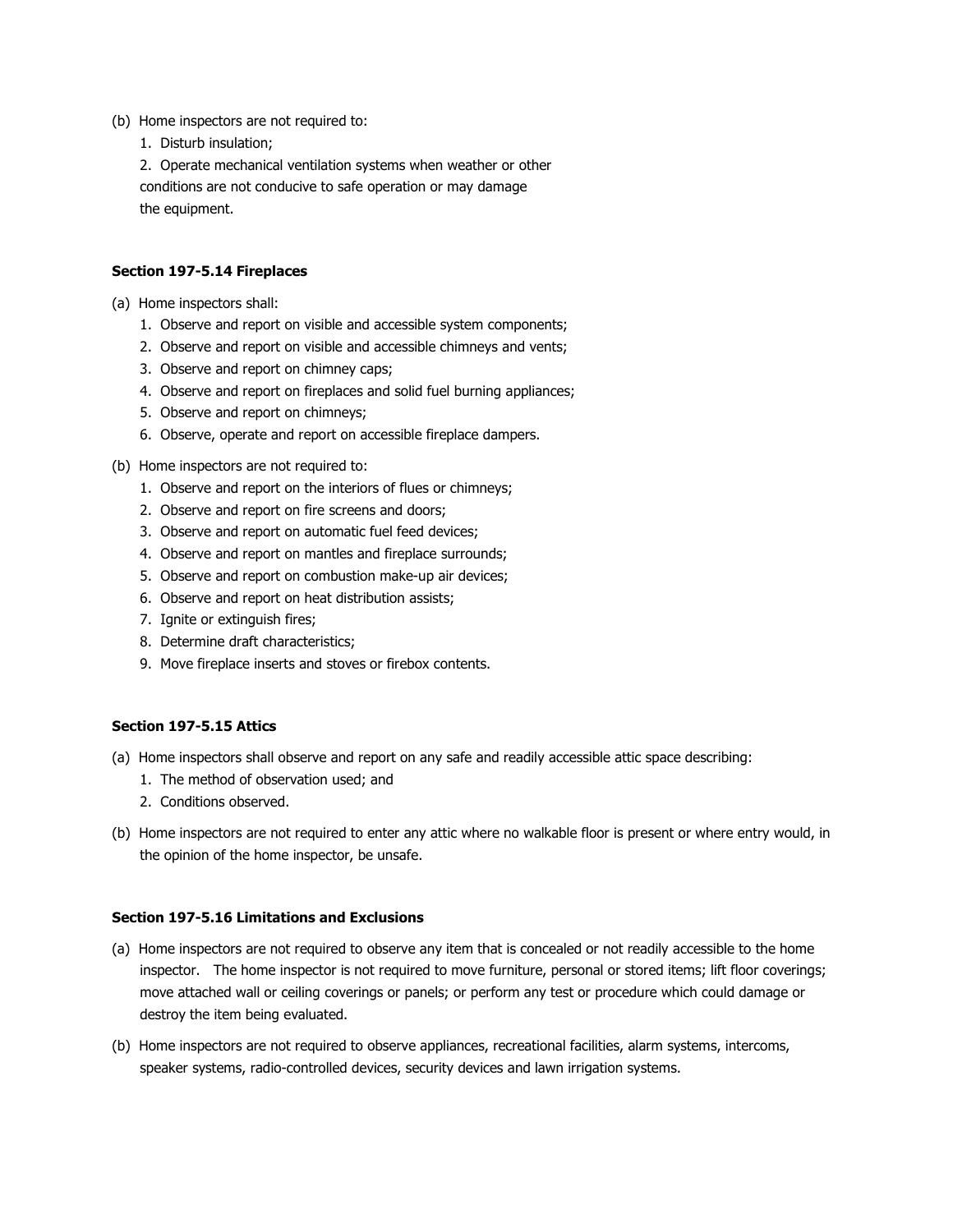(b) Home inspectors are not required to:

1. Disturb insulation;
2. Operate mechanical ventilation systems when weather or other conditions are not conducive to safe operation or may damage the equipment.

**Section 197-5.14 Fireplaces**

(a) Home inspectors shall:

1. Observe and report on visible and accessible system components;
2. Observe and report on visible and accessible chimneys and vents;
3. Observe and report on chimney caps;
4. Observe and report on fireplaces and solid fuel burning appliances;
5. Observe and report on chimneys;
6. Observe, operate and report on accessible fireplace dampers.

(b) Home inspectors are not required to:

1. Observe and report on the interiors of flues or chimneys;
2. Observe and report on fire screens and doors;
3. Observe and report on automatic fuel feed devices;
4. Observe and report on mantles and fireplace surrounds;
5. Observe and report on combustion make-up air devices;
6. Observe and report on heat distribution assists;
7. Ignite or extinguish fires;
8. Determine draft characteristics;
9. Move fireplace inserts and stoves or firebox contents.

**Section 197-5.15 Attics**

(a) Home inspectors shall observe and report on any safe and readily accessible attic space describing:

1. The method of observation used; and
2. Conditions observed.

(b) Home inspectors are not required to enter any attic where no walkable floor is present or where entry would, in the opinion of the home inspector, be unsafe.

**Section 197-5.16 Limitations and Exclusions**

(a) Home inspectors are not required to observe any item that is concealed or not readily accessible to the home inspector. The home inspector is not required to move furniture, personal or stored items; lift floor coverings; move attached wall or ceiling coverings or panels; or perform any test or procedure which could damage or destroy the item being evaluated.

(b) Home inspectors are not required to observe appliances, recreational facilities, alarm systems, intercoms, speaker systems, radio-controlled devices, security devices and lawn irrigation systems.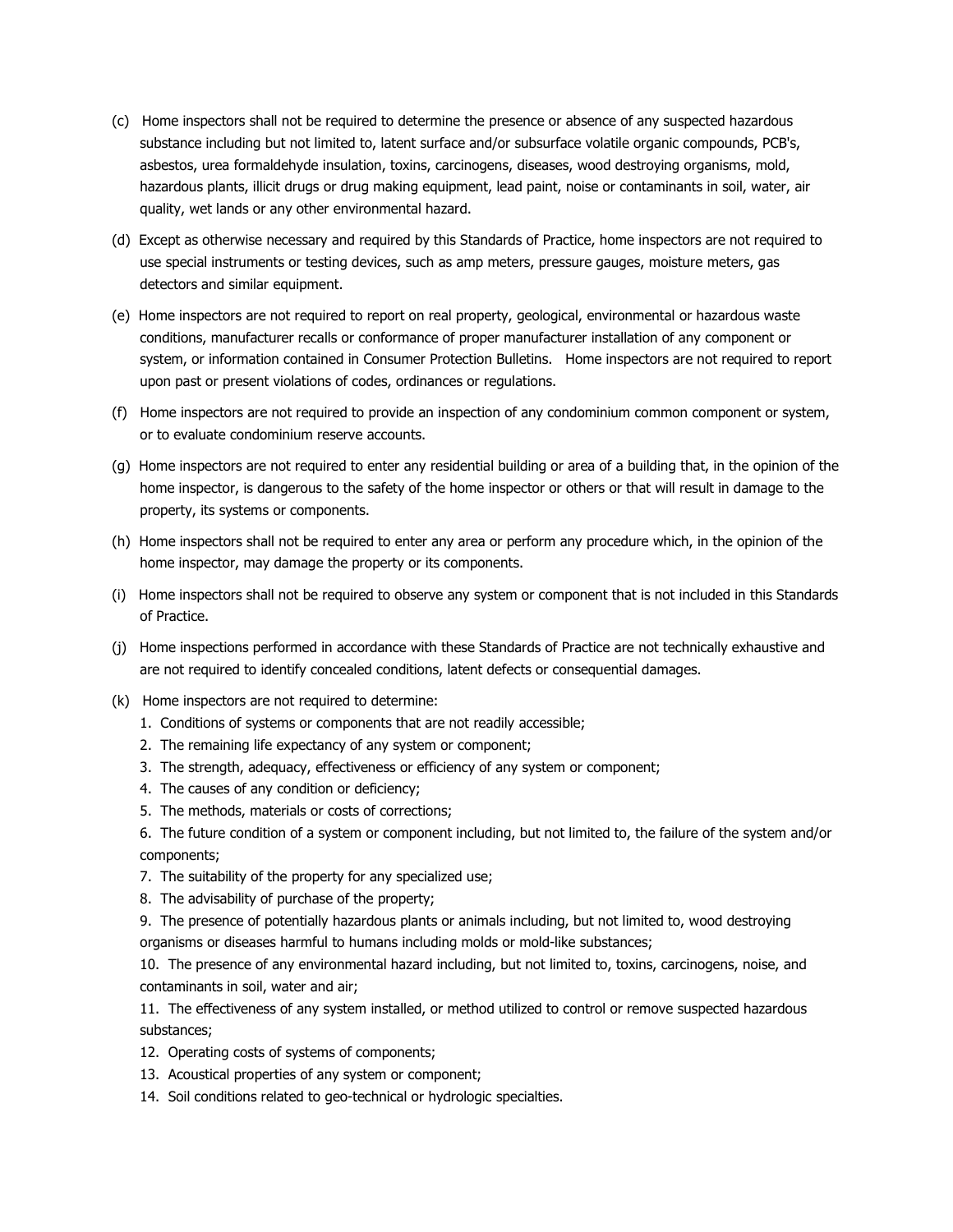(c) Home inspectors shall not be required to determine the presence or absence of any suspected hazardous substance including but not limited to, latent surface and/or subsurface volatile organic compounds, PCB's, asbestos, urea formaldehyde insulation, toxins, carcinogens, diseases, wood destroying organisms, mold, hazardous plants, illicit drugs or drug making equipment, lead paint, noise or contaminants in soil, water, air quality, wet lands or any other environmental hazard.

(d) Except as otherwise necessary and required by this Standards of Practice, home inspectors are not required to use special instruments or testing devices, such as amp meters, pressure gauges, moisture meters, gas detectors and similar equipment.

(e) Home inspectors are not required to report on real property, geological, environmental or hazardous waste conditions, manufacturer recalls or conformance of proper manufacturer installation of any component or system, or information contained in Consumer Protection Bulletins. Home inspectors are not required to report upon past or present violations of codes, ordinances or regulations.

(f) Home inspectors are not required to provide an inspection of any condominium common component or system, or to evaluate condominium reserve accounts.

(g) Home inspectors are not required to enter any residential building or area of a building that, in the opinion of the home inspector, is dangerous to the safety of the home inspector or others or that will result in damage to the property, its systems or components.

(h) Home inspectors shall not be required to enter any area or perform any procedure which, in the opinion of the home inspector, may damage the property or its components.

(i) Home inspectors shall not be required to observe any system or component that is not included in this Standards of Practice.

(j) Home inspections performed in accordance with these Standards of Practice are not technically exhaustive and are not required to identify concealed conditions, latent defects or consequential damages.

(k) Home inspectors are not required to determine:

1. Conditions of systems or components that are not readily accessible;
2. The remaining life expectancy of any system or component;
3. The strength, adequacy, effectiveness or efficiency of any system or component;
4. The causes of any condition or deficiency;
5. The methods, materials or costs of corrections;
6. The future condition of a system or component including, but not limited to, the failure of the system and/or components;
7. The suitability of the property for any specialized use;
8. The advisability of purchase of the property;
9. The presence of potentially hazardous plants or animals including, but not limited to, wood destroying organisms or diseases harmful to humans including molds or mold-like substances;
10. The presence of any environmental hazard including, but not limited to, toxins, carcinogens, noise, and contaminants in soil, water and air;
11. The effectiveness of any system installed, or method utilized to control or remove suspected hazardous substances;
12. Operating costs of systems of components;
13. Acoustical properties of any system or component;
14. Soil conditions related to geo-technical or hydrologic specialties.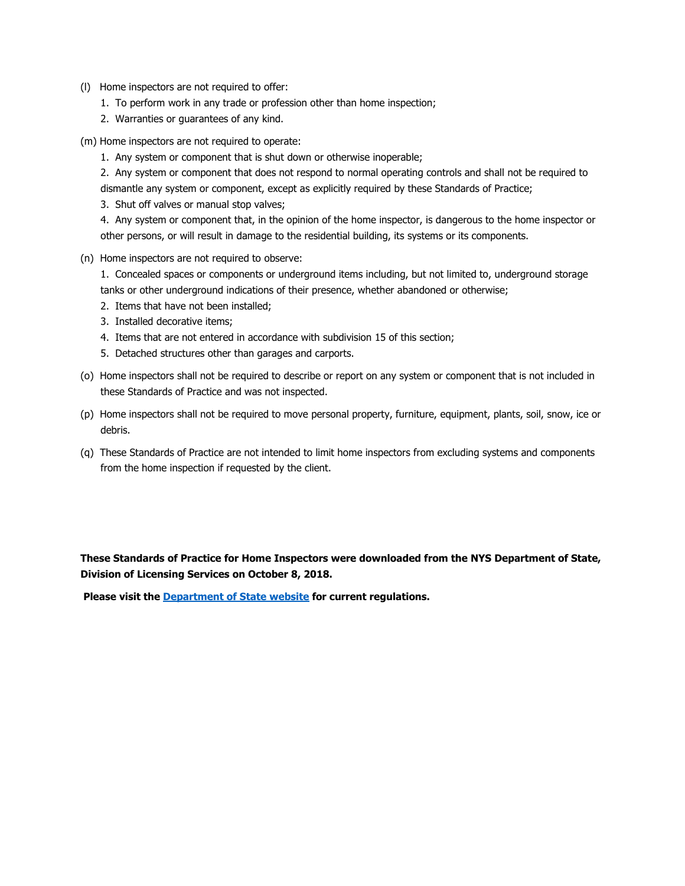(l) Home inspectors are not required to offer:

1. To perform work in any trade or profession other than home inspection;
2. Warranties or guarantees of any kind.

(m) Home inspectors are not required to operate:

1. Any system or component that is shut down or otherwise inoperable;
2. Any system or component that does not respond to normal operating controls and shall not be required to dismantle any system or component, except as explicitly required by these Standards of Practice;
3. Shut off valves or manual stop valves;
4. Any system or component that, in the opinion of the home inspector, is dangerous to the home inspector or other persons, or will result in damage to the residential building, its systems or its components.

(n) Home inspectors are not required to observe:

1. Concealed spaces or components or underground items including, but not limited to, underground storage tanks or other underground indications of their presence, whether abandoned or otherwise;
2. Items that have not been installed;
3. Installed decorative items;
4. Items that are not entered in accordance with subdivision 15 of this section;
5. Detached structures other than garages and carports.

(o) Home inspectors shall not be required to describe or report on any system or component that is not included in these Standards of Practice and was not inspected.

(p) Home inspectors shall not be required to move personal property, furniture, equipment, plants, soil, snow, ice or debris.

(q) These Standards of Practice are not intended to limit home inspectors from excluding systems and components from the home inspection if requested by the client.

**These Standards of Practice for Home Inspectors were downloaded from the NYS Department of State, Division of Licensing Services on October 8, 2018.**

**Please visit the Department of State website for current regulations.**